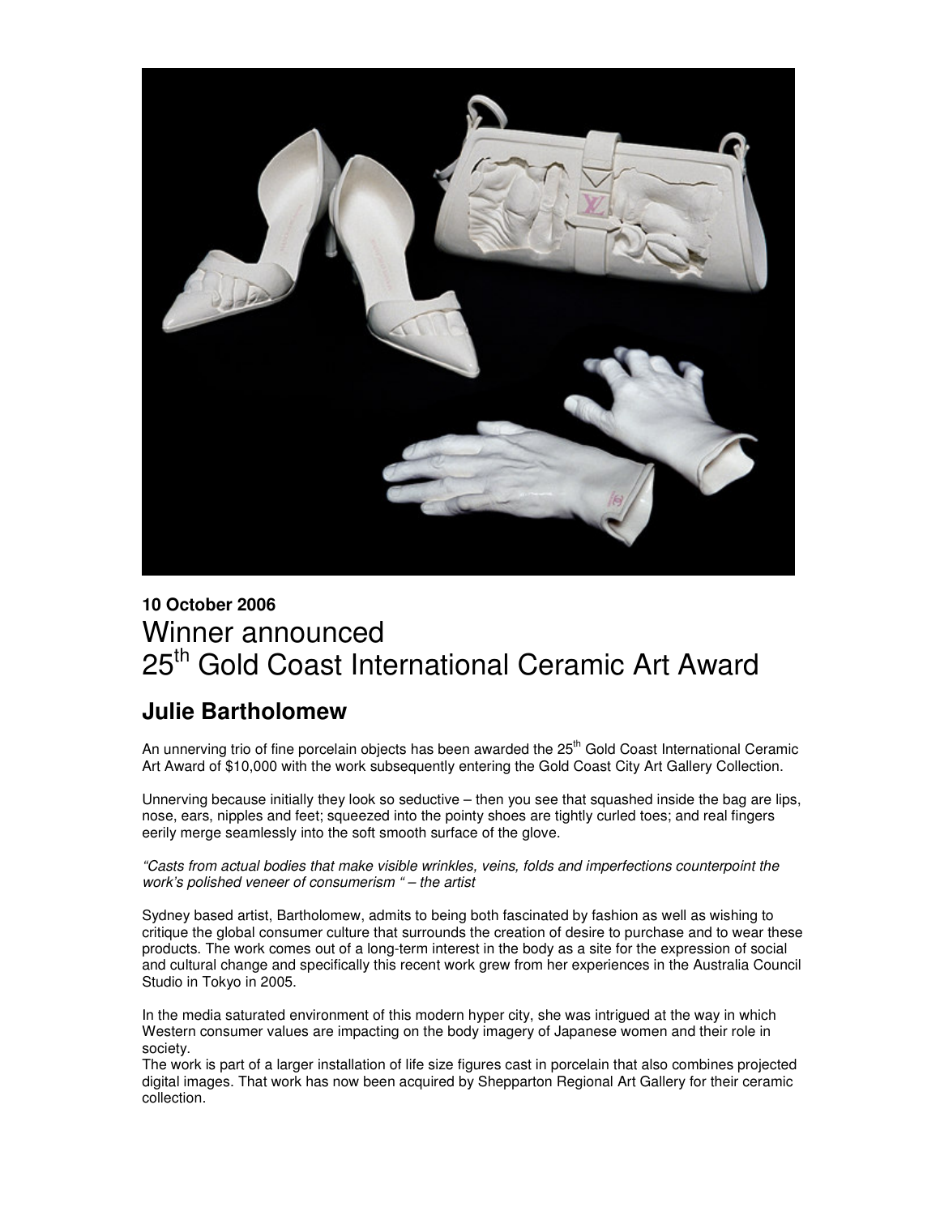**10 October 2006**

# Winner announced
# 25th Gold Coast International Ceramic Art Award

## Julie Bartholomew

An unnerving trio of fine porcelain objects has been awarded the 25th Gold Coast International Ceramic Art Award of $10,000 with the work subsequently entering the Gold Coast City Art Gallery Collection.

Unnerving because initially they look so seductive – then you see that squashed inside the bag are lips, nose, ears, nipples and feet; squeezed into the pointy shoes are tightly curled toes; and real fingers eerily merge seamlessly into the soft smooth surface of the glove.

*"Casts from actual bodies that make visible wrinkles, veins, folds and imperfections counterpoint the work's polished veneer of consumerism " – the artist*

Sydney based artist, Bartholomew, admits to being both fascinated by fashion as well as wishing to critique the global consumer culture that surrounds the creation of desire to purchase and to wear these products. The work comes out of a long-term interest in the body as a site for the expression of social and cultural change and specifically this recent work grew from her experiences in the Australia Council Studio in Tokyo in 2005.

In the media saturated environment of this modern hyper city, she was intrigued at the way in which Western consumer values are impacting on the body imagery of Japanese women and their role in society.
The work is part of a larger installation of life size figures cast in porcelain that also combines projected digital images. That work has now been acquired by Shepparton Regional Art Gallery for their ceramic collection.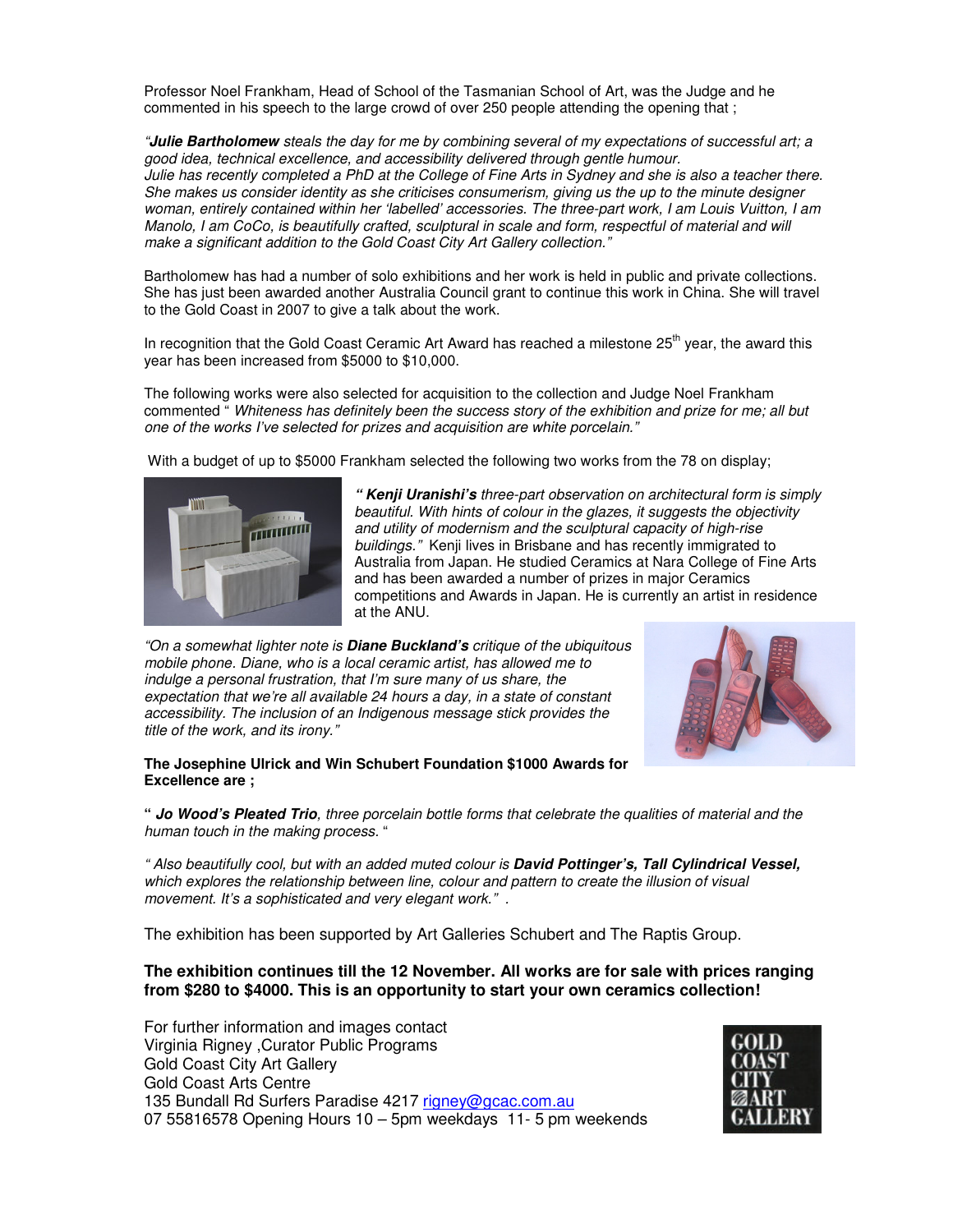Professor Noel Frankham, Head of School of the Tasmanian School of Art, was the Judge and he commented in his speech to the large crowd of over 250 people attending the opening that ;

*"**Julie Bartholomew** steals the day for me by combining several of my expectations of successful art; a good idea, technical excellence, and accessibility delivered through gentle humour.*
*Julie has recently completed a PhD at the College of Fine Arts in Sydney and she is also a teacher there. She makes us consider identity as she criticises consumerism, giving us the up to the minute designer woman, entirely contained within her 'labelled' accessories. The three-part work, I am Louis Vuitton, I am Manolo, I am CoCo, is beautifully crafted, sculptural in scale and form, respectful of material and will make a significant addition to the Gold Coast City Art Gallery collection."*

Bartholomew has had a number of solo exhibitions and her work is held in public and private collections. She has just been awarded another Australia Council grant to continue this work in China. She will travel to the Gold Coast in 2007 to give a talk about the work.

In recognition that the Gold Coast Ceramic Art Award has reached a milestone 25th year, the award this year has been increased from $5000 to $10,000.

The following works were also selected for acquisition to the collection and Judge Noel Frankham commented " *Whiteness has definitely been the success story of the exhibition and prize for me; all but one of the works I've selected for prizes and acquisition are white porcelain."*

With a budget of up to $5000 Frankham selected the following two works from the 78 on display;

*" **Kenji Uranishi's** three-part observation on architectural form is simply beautiful. With hints of colour in the glazes, it suggests the objectivity and utility of modernism and the sculptural capacity of high-rise buildings."* Kenji lives in Brisbane and has recently immigrated to Australia from Japan. He studied Ceramics at Nara College of Fine Arts and has been awarded a number of prizes in major Ceramics competitions and Awards in Japan. He is currently an artist in residence at the ANU.

*"On a somewhat lighter note is **Diane Buckland's** critique of the ubiquitous mobile phone. Diane, who is a local ceramic artist, has allowed me to indulge a personal frustration, that I'm sure many of us share, the expectation that we're all available 24 hours a day, in a state of constant accessibility. The inclusion of an Indigenous message stick provides the title of the work, and its irony."*

**The Josephine Ulrick and Win Schubert Foundation $1000 Awards for Excellence are ;**

**"** ***Jo Wood's Pleated Trio****, three porcelain bottle forms that celebrate the qualities of material and the human touch in the making process.* "

*" Also beautifully cool, but with an added muted colour is **David Pottinger's, Tall Cylindrical Vessel,** which explores the relationship between line, colour and pattern to create the illusion of visual movement. It's a sophisticated and very elegant work."* .

The exhibition has been supported by Art Galleries Schubert and The Raptis Group.

**The exhibition continues till the 12 November. All works are for sale with prices ranging from $280 to $4000. This is an opportunity to start your own ceramics collection!**

For further information and images contact
Virginia Rigney ,Curator Public Programs
Gold Coast City Art Gallery
Gold Coast Arts Centre
135 Bundall Rd Surfers Paradise 4217 rigney@gcac.com.au
07 55816578 Opening Hours 10 – 5pm weekdays 11- 5 pm weekends

GOLD COAST CITY ART GALLERY